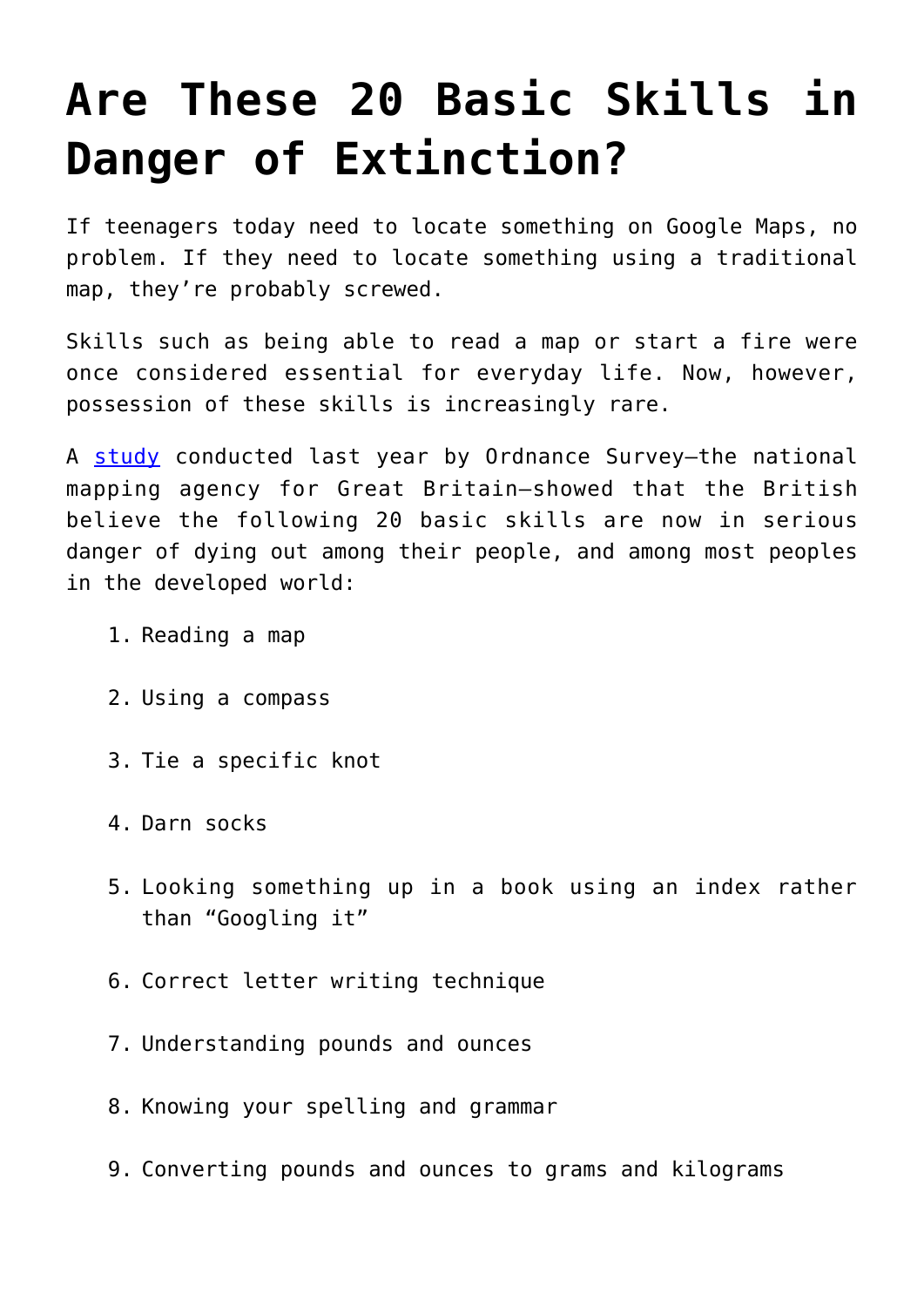# Are These 20 Basic Skills in Danger of Extinction?

If teenagers today need to locate something on Google Maps, no problem. If they need to locate something using a traditional map, they're probably screwed.

Skills such as being able to read a map or start a fire were once considered essential for everyday life. Now, however, possession of these skills is increasingly rare.

A [study](#) conducted last year by Ordnance Survey—the national mapping agency for Great Britain—showed that the British believe the following 20 basic skills are now in serious danger of dying out among their people, and among most peoples in the developed world:

1. Reading a map
2. Using a compass
3. Tie a specific knot
4. Darn socks
5. Looking something up in a book using an index rather than "Googling it"
6. Correct letter writing technique
7. Understanding pounds and ounces
8. Knowing your spelling and grammar
9. Converting pounds and ounces to grams and kilograms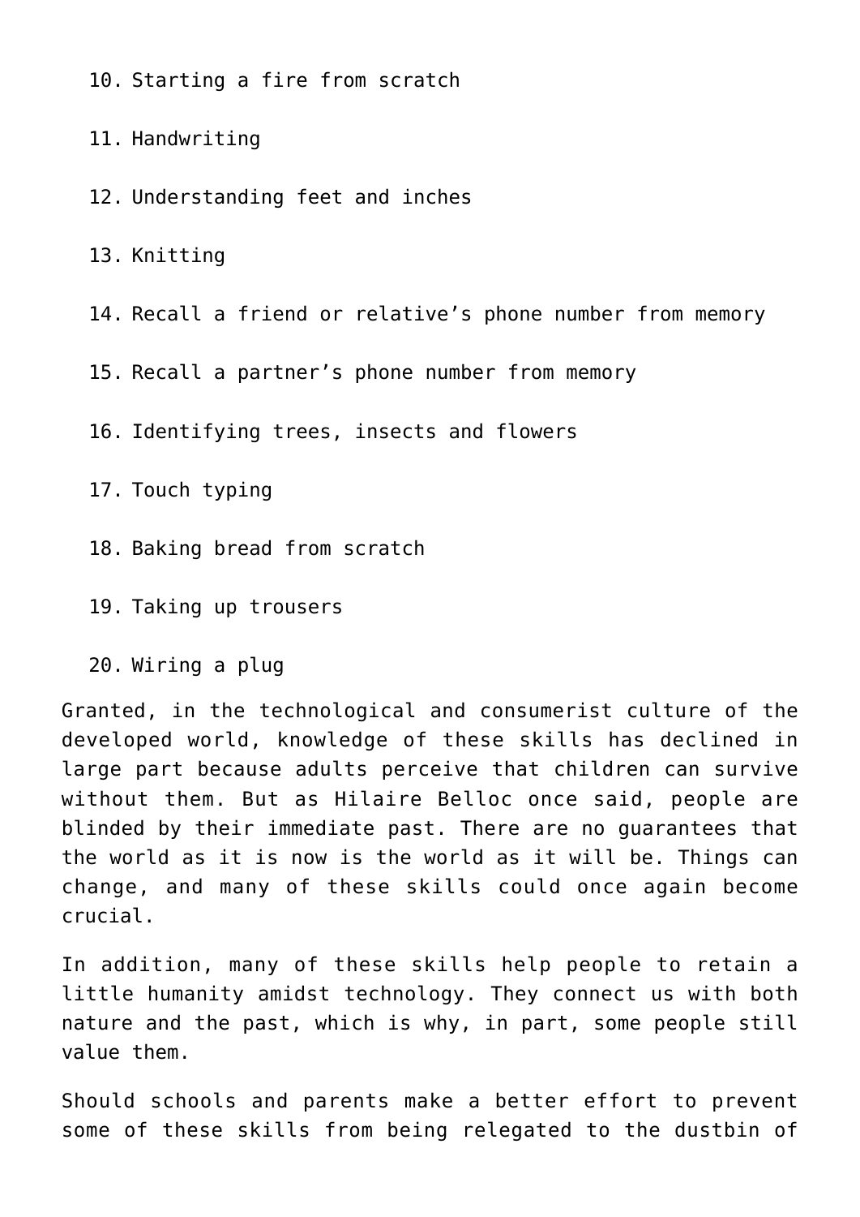10. Starting a fire from scratch
11. Handwriting
12. Understanding feet and inches
13. Knitting
14. Recall a friend or relative's phone number from memory
15. Recall a partner's phone number from memory
16. Identifying trees, insects and flowers
17. Touch typing
18. Baking bread from scratch
19. Taking up trousers
20. Wiring a plug

Granted, in the technological and consumerist culture of the developed world, knowledge of these skills has declined in large part because adults perceive that children can survive without them. But as Hilaire Belloc once said, people are blinded by their immediate past. There are no guarantees that the world as it is now is the world as it will be. Things can change, and many of these skills could once again become crucial.

In addition, many of these skills help people to retain a little humanity amidst technology. They connect us with both nature and the past, which is why, in part, some people still value them.

Should schools and parents make a better effort to prevent some of these skills from being relegated to the dustbin of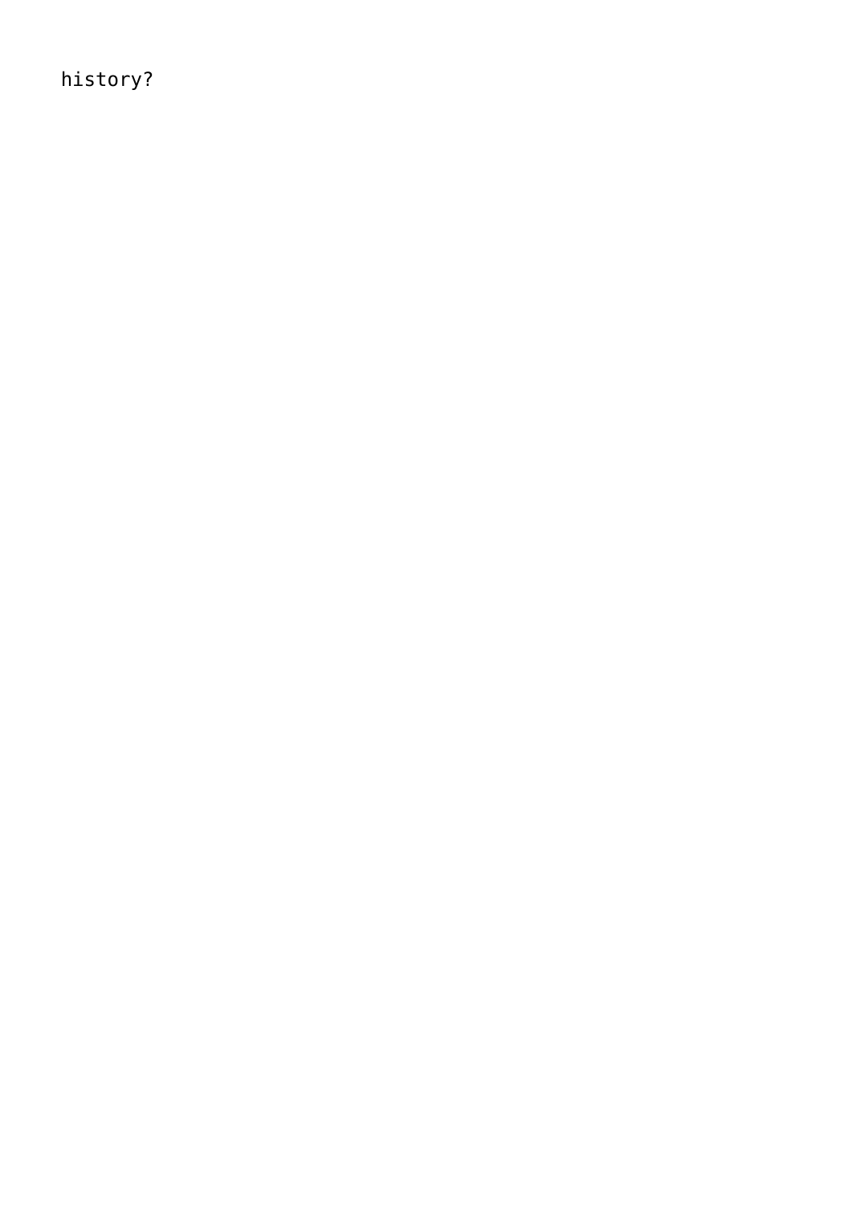history?